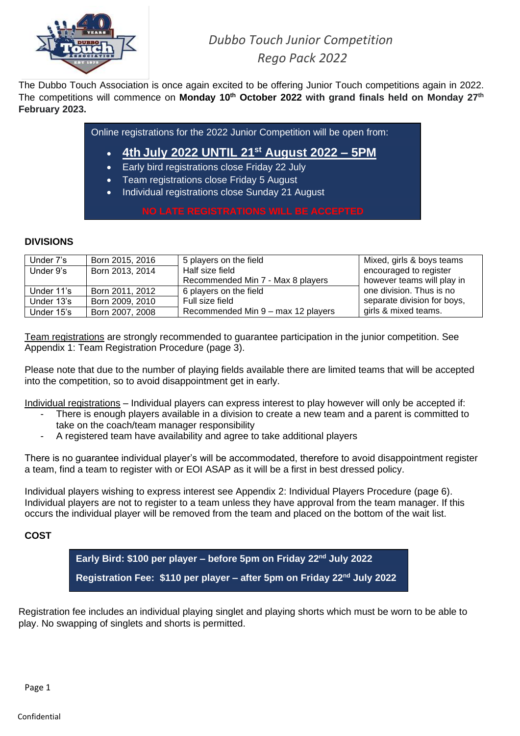# Dubbo Touch Junior Competition

## Rego Pack 2022

The Dubbo Touch Association is once again excited to be offering Junior Touch competitions again in 2022. The competitions will commence on **Monday 10th October 2022 with grand finals held on Monday 27th February 2023.**

Online registrations for the 2022 Junior Competition will be open from:

- **4th July 2022 UNTIL 21st August 2022 – 5PM**
- Early bird registrations close Friday 22 July
- Team registrations close Friday 5 August
- Individual registrations close Sunday 21 August

NO LATE REGISTRATIONS WILL BE ACCEPTED

**DIVISIONS**

| | | | |
|---|---|---|---|
| Under 7's | Born 2015, 2016 | 5 players on the field<br>Half size field<br>Recommended Min 7 - Max 8 players | Mixed, girls & boys teams encouraged to register however teams will play in one division. Thus is no separate division for boys, girls & mixed teams. |
| Under 9's | Born 2013, 2014 | | |
| Under 11's | Born 2011, 2012 | 6 players on the field<br>Full size field<br>Recommended Min 9 – max 12 players | |
| Under 13's | Born 2009, 2010 | | |
| Under 15's | Born 2007, 2008 | | |

Team registrations are strongly recommended to guarantee participation in the junior competition. See Appendix 1: Team Registration Procedure (page 3).

Please note that due to the number of playing fields available there are limited teams that will be accepted into the competition, so to avoid disappointment get in early.

Individual registrations – Individual players can express interest to play however will only be accepted if:

- There is enough players available in a division to create a new team and a parent is committed to take on the coach/team manager responsibility
- A registered team have availability and agree to take additional players

There is no guarantee individual player's will be accommodated, therefore to avoid disappointment register a team, find a team to register with or EOI ASAP as it will be a first in best dressed policy.

Individual players wishing to express interest see Appendix 2: Individual Players Procedure (page 6). Individual players are not to register to a team unless they have approval from the team manager. If this occurs the individual player will be removed from the team and placed on the bottom of the wait list.

**COST**

**Early Bird: $100 per player – before 5pm on Friday 22nd July 2022**

**Registration Fee: $110 per player – after 5pm on Friday 22nd July 2022**

Registration fee includes an individual playing singlet and playing shorts which must be worn to be able to play. No swapping of singlets and shorts is permitted.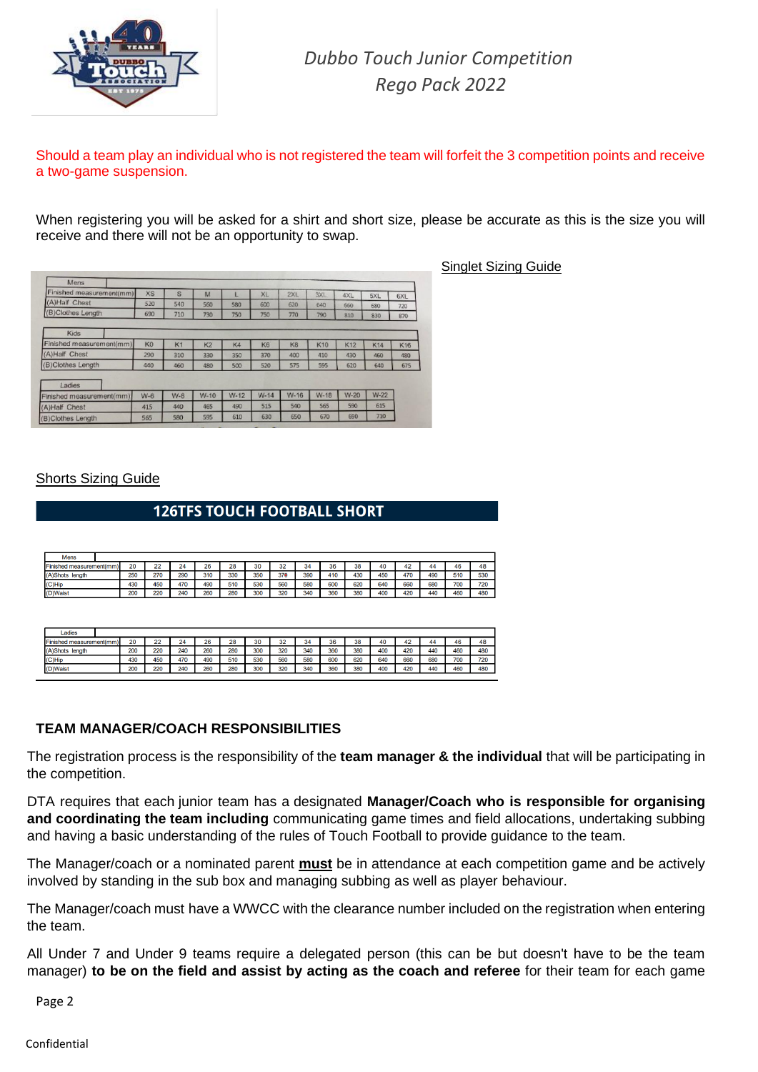*Dubbo Touch Junior Competition*
*Rego Pack 2022*

Should a team play an individual who is not registered the team will forfeit the 3 competition points and receive a two-game suspension.

When registering you will be asked for a shirt and short size, please be accurate as this is the size you will receive and there will not be an opportunity to swap.

Singlet Sizing Guide

| Mens | | | | | | | | | | |
|---|---|---|---|---|---|---|---|---|---|---|
| Finished measurement(mm) | XS | S | M | L | XL | 2XL | 3XL | 4XL | 5XL | 6XL |
| (A)Half Chest | 520 | 540 | 560 | 580 | 600 | 620 | 640 | 660 | 680 | 720 |
| (B)Clothes Length | 690 | 710 | 730 | 750 | 750 | 770 | 790 | 810 | 830 | 870 |

| Kids | | | | | | | | | | |
|---|---|---|---|---|---|---|---|---|---|---|
| Finished measurement(mm) | K0 | K1 | K2 | K4 | K6 | K8 | K10 | K12 | K14 | K16 |
| (A)Half Chest | 290 | 310 | 330 | 350 | 370 | 400 | 410 | 430 | 460 | 480 |
| (B)Clothes Length | 440 | 460 | 480 | 500 | 520 | 575 | 595 | 620 | 640 | 675 |

| Ladies | | | | | | | | | |
|---|---|---|---|---|---|---|---|---|---|
| Finished measurement(mm) | W-6 | W-8 | W-10 | W-12 | W-14 | W-16 | W-18 | W-20 | W-22 |
| (A)Half Chest | 415 | 440 | 465 | 490 | 515 | 540 | 565 | 590 | 615 |
| (B)Clothes Length | 565 | 580 | 595 | 610 | 630 | 650 | 670 | 690 | 710 |

Shorts Sizing Guide

**126TFS TOUCH FOOTBALL SHORT**

| Mens | | | | | | | | | | | | | | | |
|---|---|---|---|---|---|---|---|---|---|---|---|---|---|---|---|
| Finished measurement(mm) | 20 | 22 | 24 | 26 | 28 | 30 | 32 | 34 | 36 | 38 | 40 | 42 | 44 | 46 | 48 |
| (A)Shots length | 250 | 270 | 290 | 310 | 330 | 350 | 370 | 390 | 410 | 430 | 450 | 470 | 490 | 510 | 530 |
| (C)Hip | 430 | 450 | 470 | 490 | 510 | 530 | 560 | 580 | 600 | 620 | 640 | 660 | 680 | 700 | 720 |
| (D)Waist | 200 | 220 | 240 | 260 | 280 | 300 | 320 | 340 | 360 | 380 | 400 | 420 | 440 | 460 | 480 |

| Ladies | | | | | | | | | | | | | | | |
|---|---|---|---|---|---|---|---|---|---|---|---|---|---|---|---|
| Finished measurement(mm) | 20 | 22 | 24 | 26 | 28 | 30 | 32 | 34 | 36 | 38 | 40 | 42 | 44 | 46 | 48 |
| (A)Shots length | 200 | 220 | 240 | 260 | 280 | 300 | 320 | 340 | 360 | 380 | 400 | 420 | 440 | 460 | 480 |
| (C)Hip | 430 | 450 | 470 | 490 | 510 | 530 | 560 | 580 | 600 | 620 | 640 | 660 | 680 | 700 | 720 |
| (D)Waist | 200 | 220 | 240 | 260 | 280 | 300 | 320 | 340 | 360 | 380 | 400 | 420 | 440 | 460 | 480 |

## TEAM MANAGER/COACH RESPONSIBILITIES

The registration process is the responsibility of the **team manager & the individual** that will be participating in the competition.

DTA requires that each junior team has a designated **Manager/Coach who is responsible for organising and coordinating the team including** communicating game times and field allocations, undertaking subbing and having a basic understanding of the rules of Touch Football to provide guidance to the team.

The Manager/coach or a nominated parent **must** be in attendance at each competition game and be actively involved by standing in the sub box and managing subbing as well as player behaviour.

The Manager/coach must have a WWCC with the clearance number included on the registration when entering the team.

All Under 7 and Under 9 teams require a delegated person (this can be but doesn't have to be the team manager) **to be on the field and assist by acting as the coach and referee** for their team for each game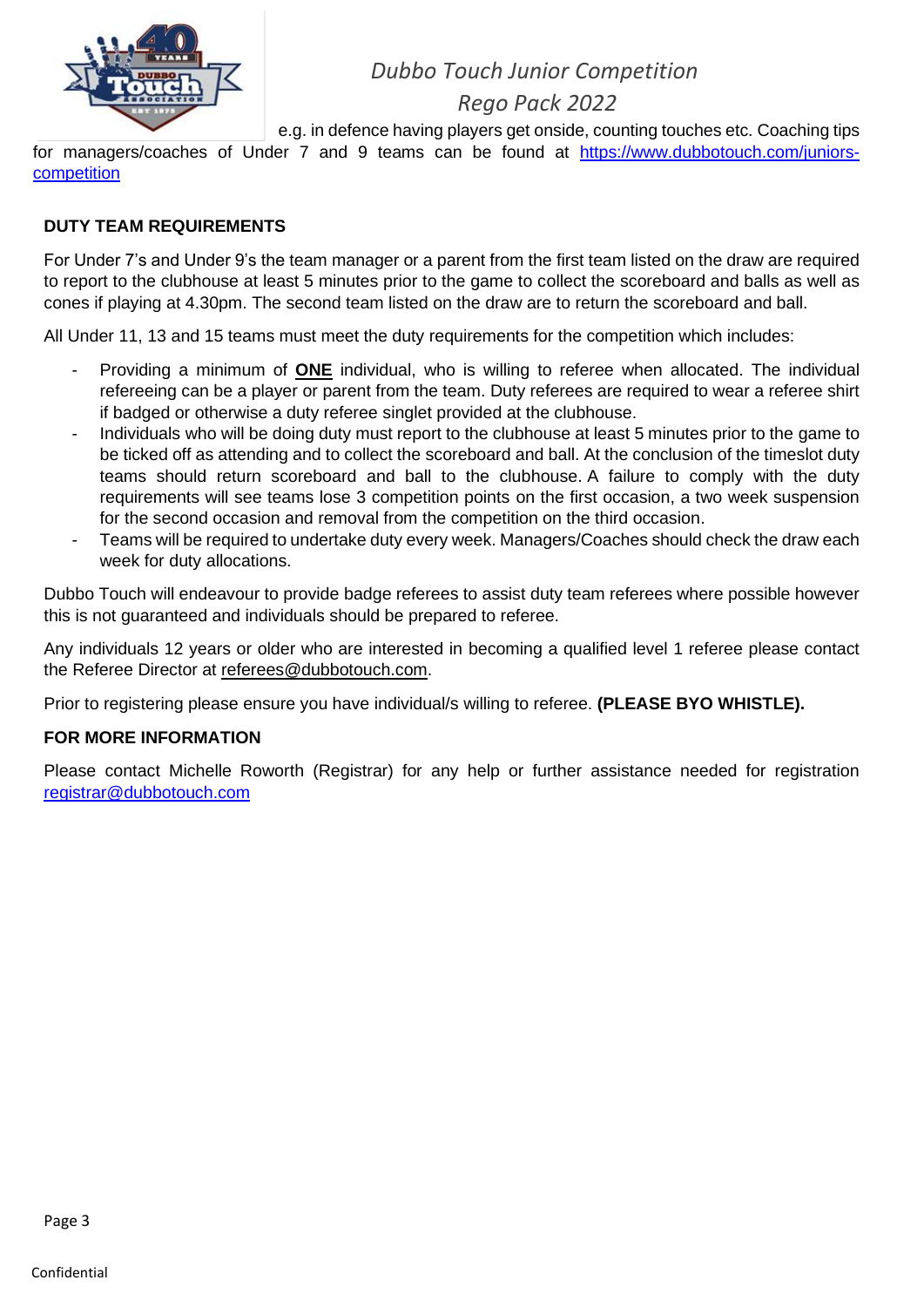e.g. in defence having players get onside, counting touches etc. Coaching tips for managers/coaches of Under 7 and 9 teams can be found at [https://www.dubbotouch.com/juniors-competition](https://www.dubbotouch.com/juniors-competition)

**DUTY TEAM REQUIREMENTS**

For Under 7's and Under 9's the team manager or a parent from the first team listed on the draw are required to report to the clubhouse at least 5 minutes prior to the game to collect the scoreboard and balls as well as cones if playing at 4.30pm. The second team listed on the draw are to return the scoreboard and ball.

All Under 11, 13 and 15 teams must meet the duty requirements for the competition which includes:

- Providing a minimum of **ONE** individual, who is willing to referee when allocated. The individual refereeing can be a player or parent from the team. Duty referees are required to wear a referee shirt if badged or otherwise a duty referee singlet provided at the clubhouse.
- Individuals who will be doing duty must report to the clubhouse at least 5 minutes prior to the game to be ticked off as attending and to collect the scoreboard and ball. At the conclusion of the timeslot duty teams should return scoreboard and ball to the clubhouse. A failure to comply with the duty requirements will see teams lose 3 competition points on the first occasion, a two week suspension for the second occasion and removal from the competition on the third occasion.
- Teams will be required to undertake duty every week. Managers/Coaches should check the draw each week for duty allocations.

Dubbo Touch will endeavour to provide badge referees to assist duty team referees where possible however this is not guaranteed and individuals should be prepared to referee.

Any individuals 12 years or older who are interested in becoming a qualified level 1 referee please contact the Referee Director at referees@dubbotouch.com.

Prior to registering please ensure you have individual/s willing to referee. **(PLEASE BYO WHISTLE).**

**FOR MORE INFORMATION**

Please contact Michelle Roworth (Registrar) for any help or further assistance needed for registration registrar@dubbotouch.com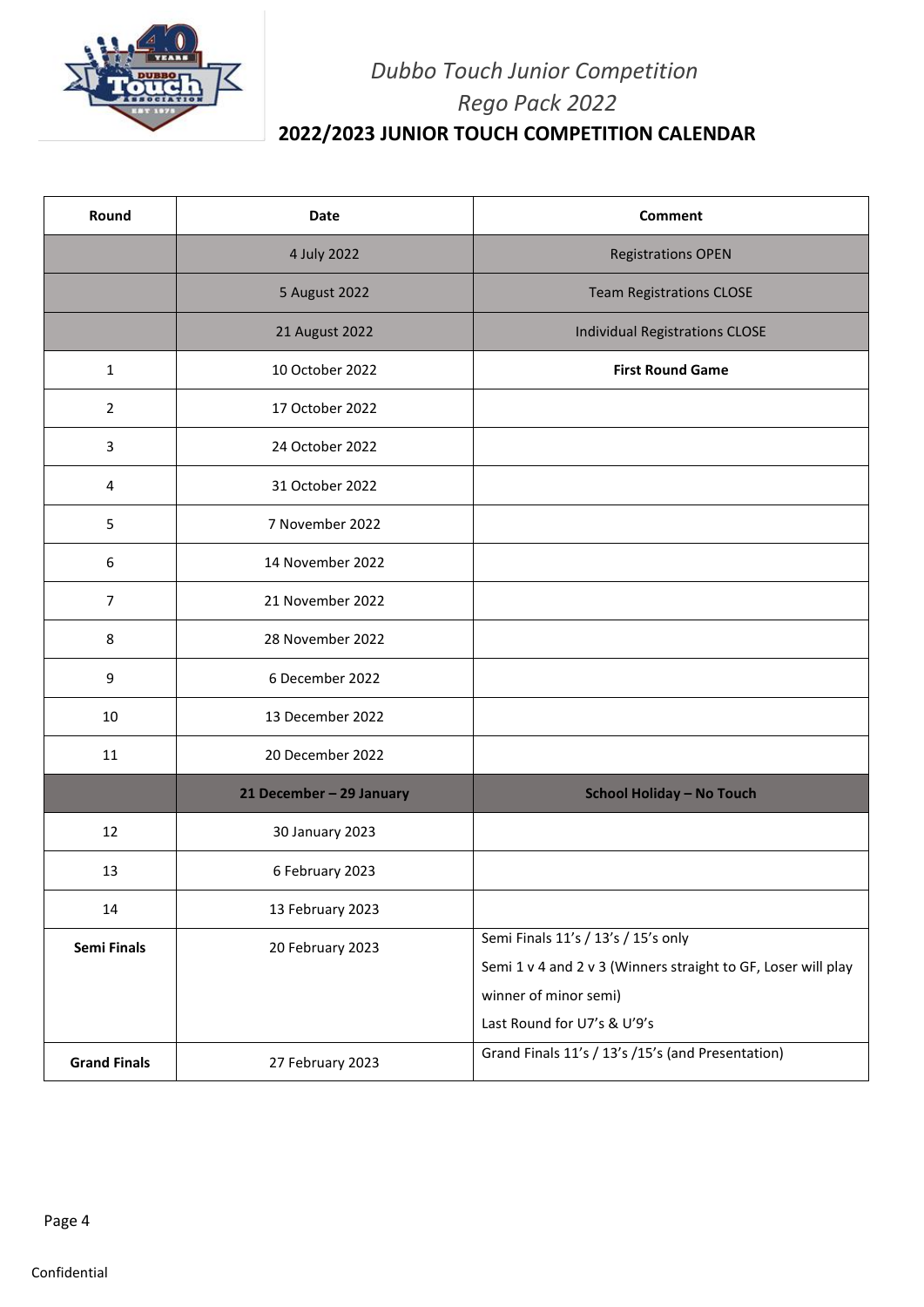*Dubbo Touch Junior Competition*

*Rego Pack 2022*

## 2022/2023 JUNIOR TOUCH COMPETITION CALENDAR

| Round | Date | Comment |
|---|---|---|
| | 4 July 2022 | Registrations OPEN |
| | 5 August 2022 | Team Registrations CLOSE |
| | 21 August 2022 | Individual Registrations CLOSE |
| 1 | 10 October 2022 | **First Round Game** |
| 2 | 17 October 2022 | |
| 3 | 24 October 2022 | |
| 4 | 31 October 2022 | |
| 5 | 7 November 2022 | |
| 6 | 14 November 2022 | |
| 7 | 21 November 2022 | |
| 8 | 28 November 2022 | |
| 9 | 6 December 2022 | |
| 10 | 13 December 2022 | |
| 11 | 20 December 2022 | |
| | **21 December – 29 January** | **School Holiday – No Touch** |
| 12 | 30 January 2023 | |
| 13 | 6 February 2023 | |
| 14 | 13 February 2023 | |
| **Semi Finals** | 20 February 2023 | Semi Finals 11's / 13's / 15's only<br>Semi 1 v 4 and 2 v 3 (Winners straight to GF, Loser will play winner of minor semi)<br>Last Round for U7's & U'9's |
| **Grand Finals** | 27 February 2023 | Grand Finals 11's / 13's /15's (and Presentation) |

Confidential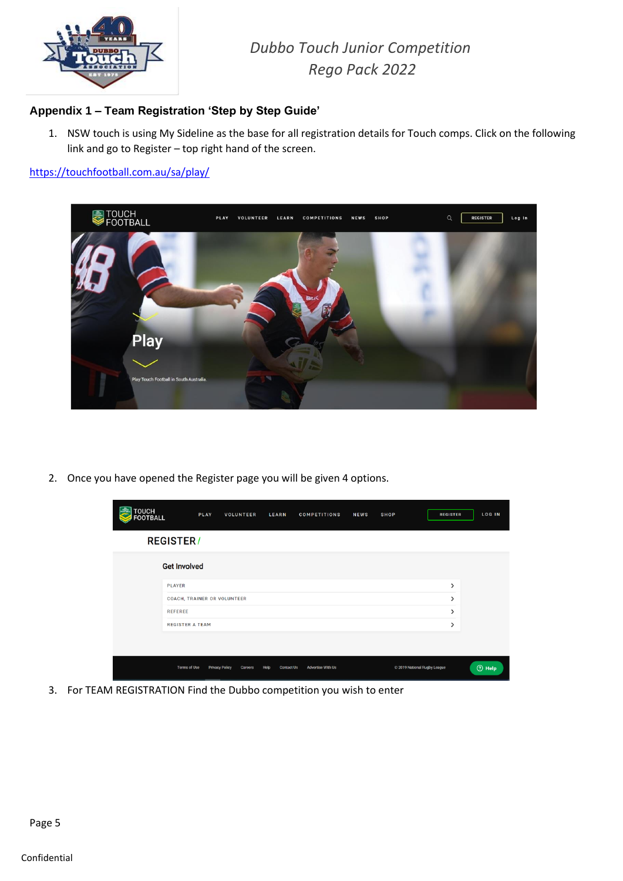## Appendix 1 – Team Registration 'Step by Step Guide'

1. NSW touch is using My Sideline as the base for all registration details for Touch comps. Click on the following link and go to Register – top right hand of the screen.

https://touchfootball.com.au/sa/play/

2. Once you have opened the Register page you will be given 4 options.

3. For TEAM REGISTRATION Find the Dubbo competition you wish to enter

Confidential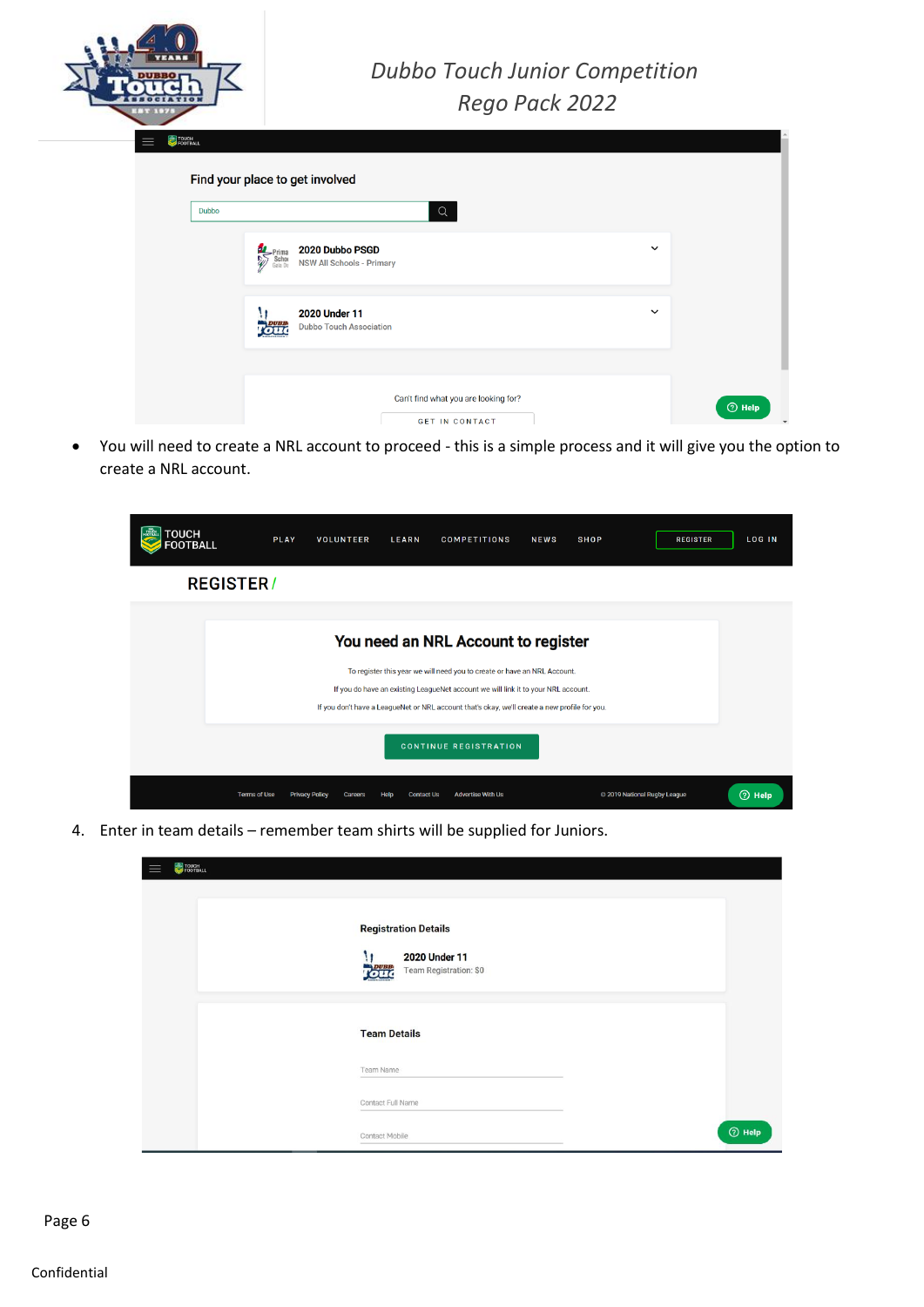- You will need to create a NRL account to proceed - this is a simple process and it will give you the option to create a NRL account.

4. Enter in team details – remember team shirts will be supplied for Juniors.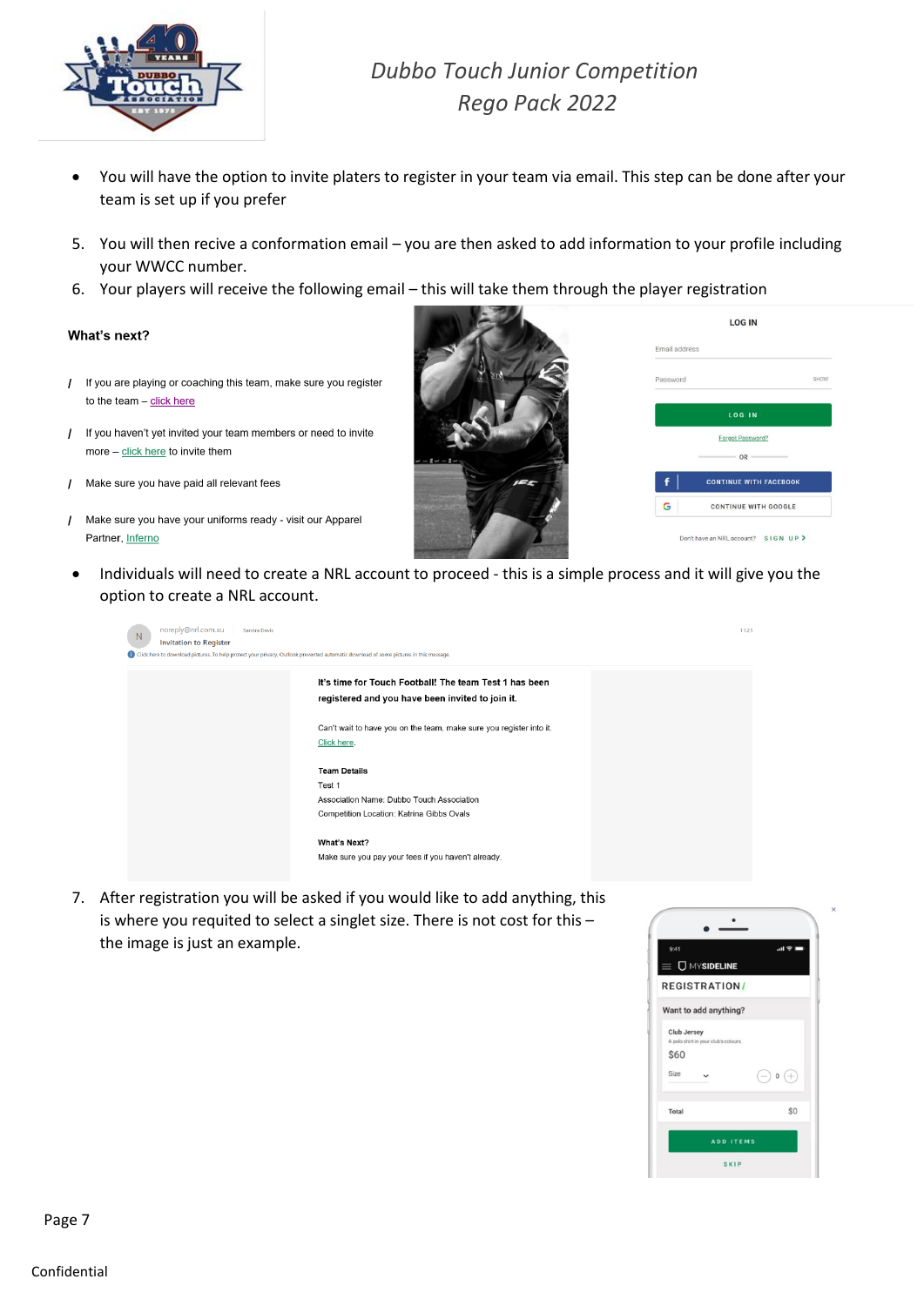- You will have the option to invite platers to register in your team via email. This step can be done after your team is set up if you prefer

5. You will then recive a conformation email – you are then asked to add information to your profile including your WWCC number.
6. Your players will receive the following email – this will take them through the player registration

**What's next?**

/ If you are playing or coaching this team, make sure you register to the team – click here

/ If you haven't yet invited your team members or need to invite more – click here to invite them

/ Make sure you have paid all relevant fees

/ Make sure you have your uniforms ready - visit our Apparel Partner, Inferno

LOG IN

Email address

Password SHOW

LOG IN

Forgot Password?

OR

CONTINUE WITH FACEBOOK

CONTINUE WITH GOOGLE

Don't have an NRL account? SIGN UP >

- Individuals will need to create a NRL account to proceed - this is a simple process and it will give you the option to create a NRL account.

noreply@nrl.com.au Sandra Davis

Invitation to Register

**It's time for Touch Football! The team Test 1 has been registered and you have been invited to join it.**

Can't wait to have you on the team, make sure you register into it.

Click here.

**Team Details**

Test 1

Association Name: Dubbo Touch Association

Competition Location: Katrina Gibbs Ovals

**What's Next?**

Make sure you pay your fees if you haven't already.

7. After registration you will be asked if you would like to add anything, this is where you requited to select a singlet size. There is not cost for this – the image is just an example.

MYSIDELINE

REGISTRATION

Want to add anything?

Club Jersey

A polo shirt in your club's colours.

$60

Size

Total $0

ADD ITEMS

SKIP

Confidential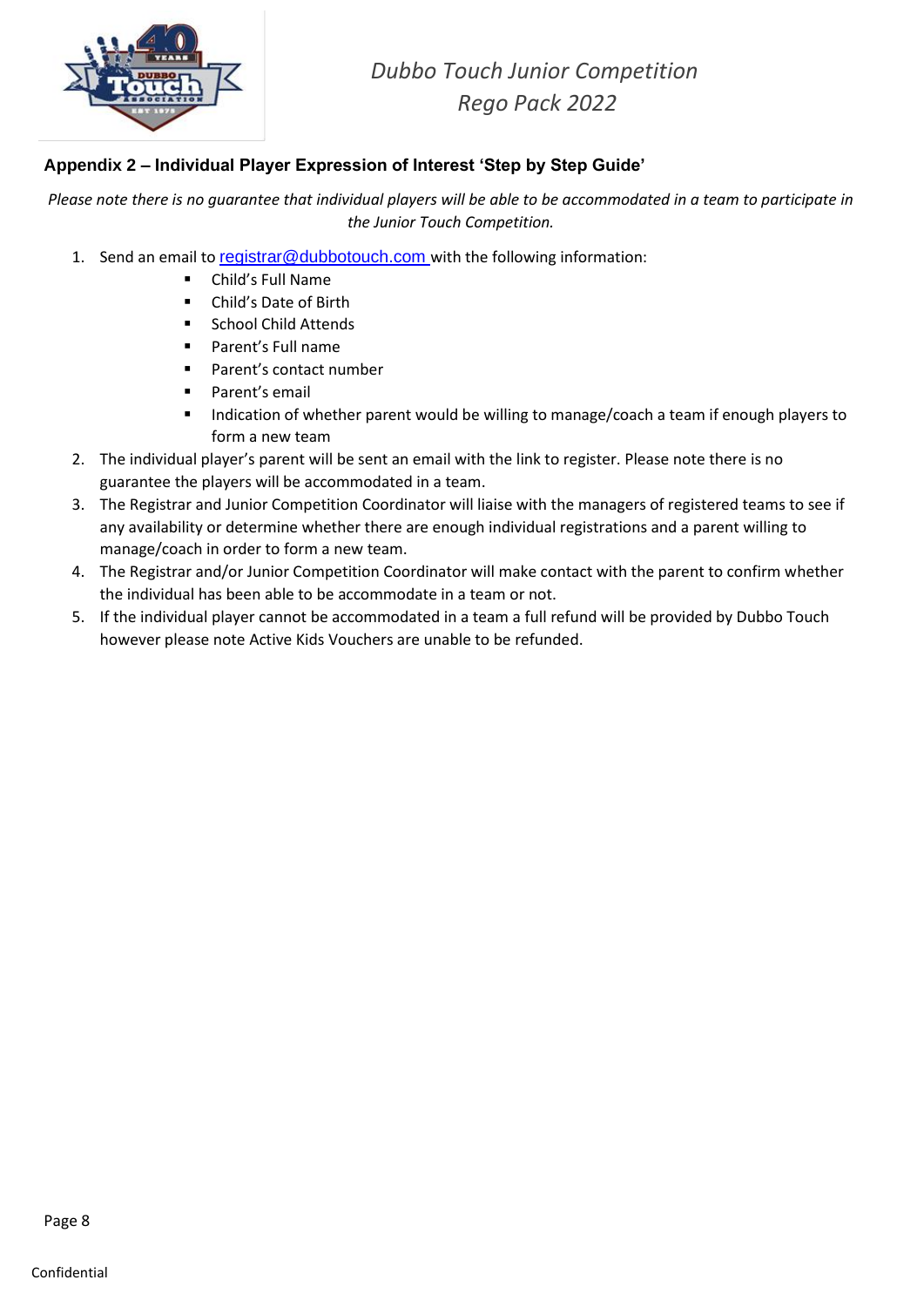## Appendix 2 – Individual Player Expression of Interest 'Step by Step Guide'

*Please note there is no guarantee that individual players will be able to be accommodated in a team to participate in the Junior Touch Competition.*

1. Send an email to registrar@dubbotouch.com with the following information:
   - Child's Full Name
   - Child's Date of Birth
   - School Child Attends
   - Parent's Full name
   - Parent's contact number
   - Parent's email
   - Indication of whether parent would be willing to manage/coach a team if enough players to form a new team
2. The individual player's parent will be sent an email with the link to register. Please note there is no guarantee the players will be accommodated in a team.
3. The Registrar and Junior Competition Coordinator will liaise with the managers of registered teams to see if any availability or determine whether there are enough individual registrations and a parent willing to manage/coach in order to form a new team.
4. The Registrar and/or Junior Competition Coordinator will make contact with the parent to confirm whether the individual has been able to be accommodate in a team or not.
5. If the individual player cannot be accommodated in a team a full refund will be provided by Dubbo Touch however please note Active Kids Vouchers are unable to be refunded.